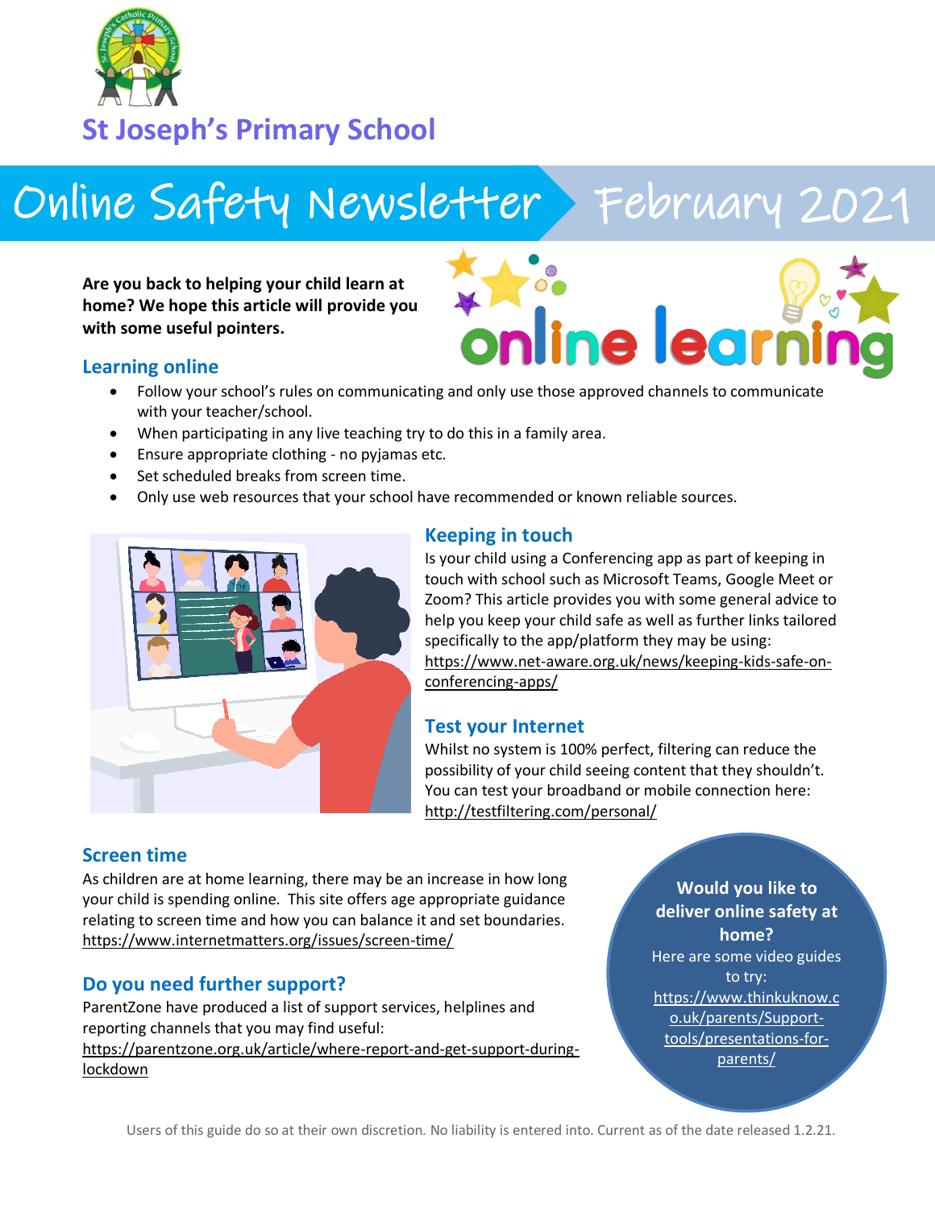# St Joseph's Primary School

# Online Safety Newsletter February 2021

**Are you back to helping your child learn at home? We hope this article will provide you with some useful pointers.**

## Learning online

- Follow your school's rules on communicating and only use those approved channels to communicate with your teacher/school.
- When participating in any live teaching try to do this in a family area.
- Ensure appropriate clothing - no pyjamas etc.
- Set scheduled breaks from screen time.
- Only use web resources that your school have recommended or known reliable sources.

## Keeping in touch

Is your child using a Conferencing app as part of keeping in touch with school such as Microsoft Teams, Google Meet or Zoom? This article provides you with some general advice to help you keep your child safe as well as further links tailored specifically to the app/platform they may be using: https://www.net-aware.org.uk/news/keeping-kids-safe-on-conferencing-apps/

## Test your Internet

Whilst no system is 100% perfect, filtering can reduce the possibility of your child seeing content that they shouldn't. You can test your broadband or mobile connection here: http://testfiltering.com/personal/

## Screen time

As children are at home learning, there may be an increase in how long your child is spending online. This site offers age appropriate guidance relating to screen time and how you can balance it and set boundaries. https://www.internetmatters.org/issues/screen-time/

## Do you need further support?

ParentZone have produced a list of support services, helplines and reporting channels that you may find useful: https://parentzone.org.uk/article/where-report-and-get-support-during-lockdown

**Would you like to deliver online safety at home?**

Here are some video guides to try: https://www.thinkuknow.co.uk/parents/Support-tools/presentations-for-parents/

Users of this guide do so at their own discretion. No liability is entered into. Current as of the date released 1.2.21.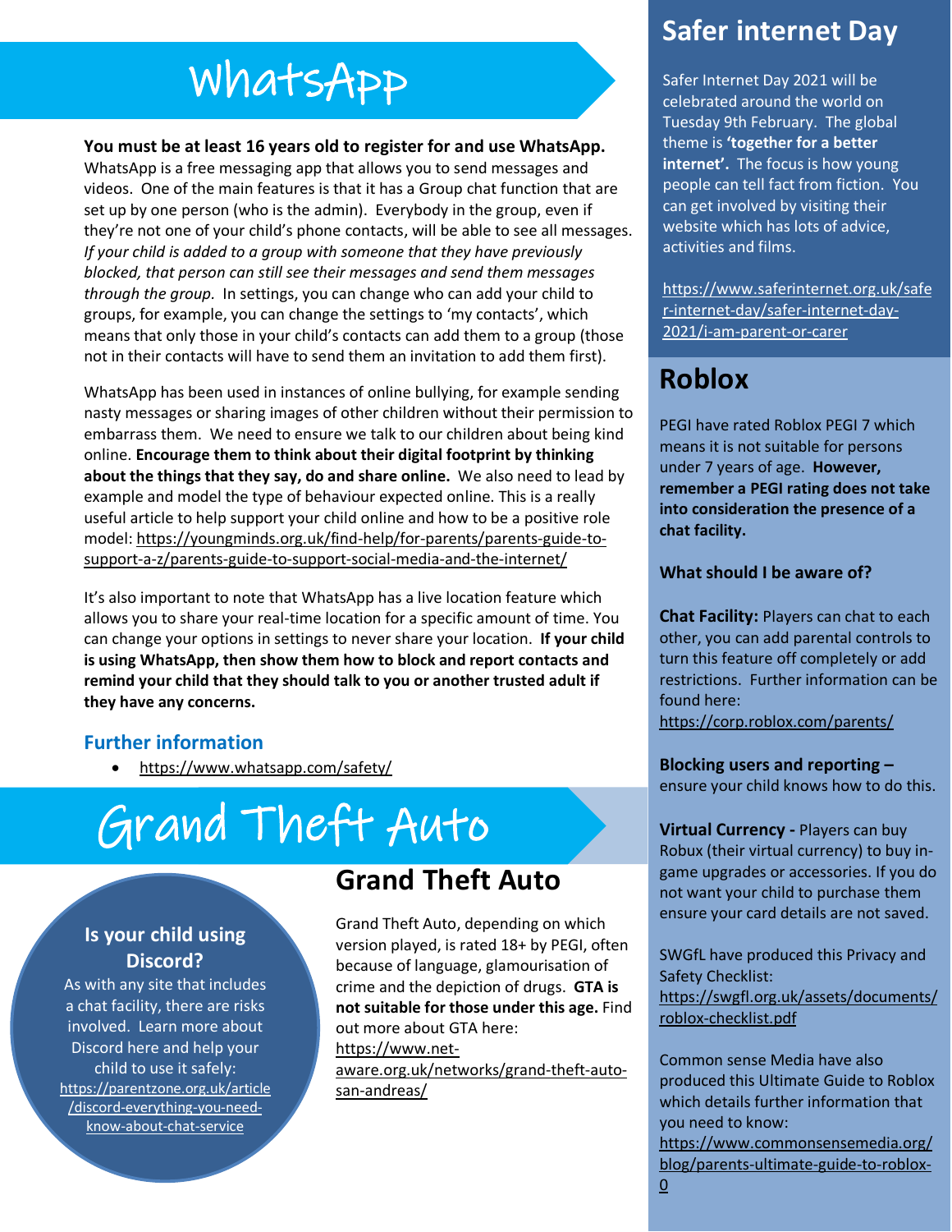# WhatsApp

**You must be at least 16 years old to register for and use WhatsApp.** WhatsApp is a free messaging app that allows you to send messages and videos. One of the main features is that it has a Group chat function that are set up by one person (who is the admin). Everybody in the group, even if they're not one of your child's phone contacts, will be able to see all messages. *If your child is added to a group with someone that they have previously blocked, that person can still see their messages and send them messages through the group.* In settings, you can change who can add your child to groups, for example, you can change the settings to 'my contacts', which means that only those in your child's contacts can add them to a group (those not in their contacts will have to send them an invitation to add them first).

WhatsApp has been used in instances of online bullying, for example sending nasty messages or sharing images of other children without their permission to embarrass them. We need to ensure we talk to our children about being kind online. **Encourage them to think about their digital footprint by thinking about the things that they say, do and share online.** We also need to lead by example and model the type of behaviour expected online. This is a really useful article to help support your child online and how to be a positive role model: https://youngminds.org.uk/find-help/for-parents/parents-guide-to-support-a-z/parents-guide-to-support-social-media-and-the-internet/

It's also important to note that WhatsApp has a live location feature which allows you to share your real-time location for a specific amount of time. You can change your options in settings to never share your location. **If your child is using WhatsApp, then show them how to block and report contacts and remind your child that they should talk to you or another trusted adult if they have any concerns.**

### Further information

- https://www.whatsapp.com/safety/

# Grand Theft Auto

## Grand Theft Auto

Grand Theft Auto, depending on which version played, is rated 18+ by PEGI, often because of language, glamourisation of crime and the depiction of drugs. **GTA is not suitable for those under this age.** Find out more about GTA here: https://www.net-aware.org.uk/networks/grand-theft-auto-san-andreas/

### Is your child using Discord?

As with any site that includes a chat facility, there are risks involved. Learn more about Discord here and help your child to use it safely: https://parentzone.org.uk/article/discord-everything-you-need-know-about-chat-service

## Safer internet Day

Safer Internet Day 2021 will be celebrated around the world on Tuesday 9th February. The global theme is **'together for a better internet'.** The focus is how young people can tell fact from fiction. You can get involved by visiting their website which has lots of advice, activities and films.

https://www.saferinternet.org.uk/safer-internet-day/safer-internet-day-2021/i-am-parent-or-carer

## Roblox

PEGI have rated Roblox PEGI 7 which means it is not suitable for persons under 7 years of age. **However, remember a PEGI rating does not take into consideration the presence of a chat facility.**

**What should I be aware of?**

**Chat Facility:** Players can chat to each other, you can add parental controls to turn this feature off completely or add restrictions. Further information can be found here: https://corp.roblox.com/parents/

**Blocking users and reporting –** ensure your child knows how to do this.

**Virtual Currency -** Players can buy Robux (their virtual currency) to buy in-game upgrades or accessories. If you do not want your child to purchase them ensure your card details are not saved.

SWGfL have produced this Privacy and Safety Checklist: https://swgfl.org.uk/assets/documents/roblox-checklist.pdf

Common sense Media have also produced this Ultimate Guide to Roblox which details further information that you need to know: https://www.commonsensemedia.org/blog/parents-ultimate-guide-to-roblox-0